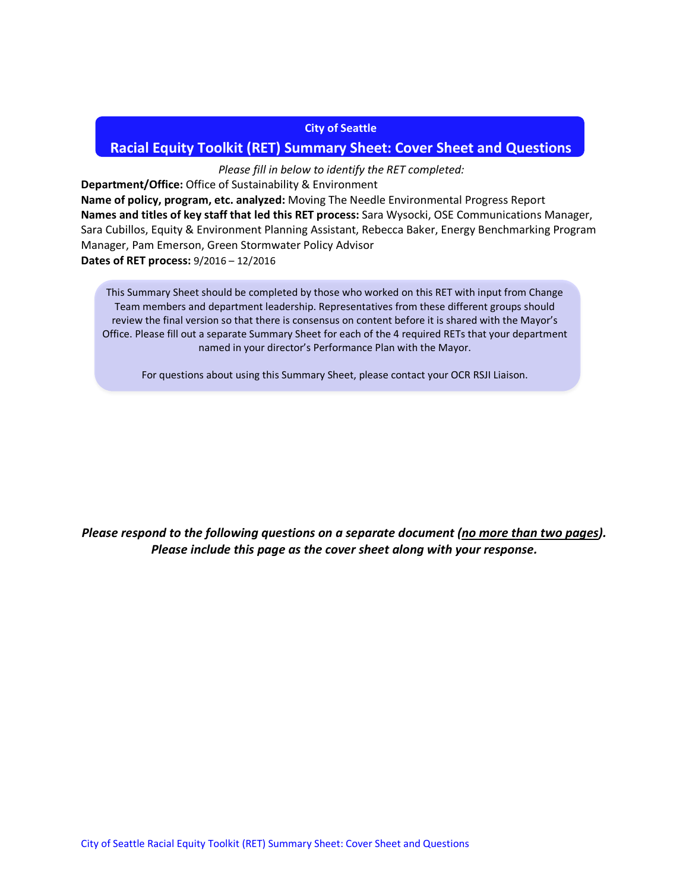**City of Seattle**

# Racial Equity Toolkit (RET) Summary Sheet: Cover Sheet and Questions

*Please fill in below to identify the RET completed:*

**Department/Office:** Office of Sustainability & Environment
**Name of policy, program, etc. analyzed:** Moving The Needle Environmental Progress Report
**Names and titles of key staff that led this RET process:** Sara Wysocki, OSE Communications Manager, Sara Cubillos, Equity & Environment Planning Assistant, Rebecca Baker, Energy Benchmarking Program Manager, Pam Emerson, Green Stormwater Policy Advisor
**Dates of RET process:** 9/2016 – 12/2016

This Summary Sheet should be completed by those who worked on this RET with input from Change Team members and department leadership. Representatives from these different groups should review the final version so that there is consensus on content before it is shared with the Mayor's Office. Please fill out a separate Summary Sheet for each of the 4 required RETs that your department named in your director's Performance Plan with the Mayor.

For questions about using this Summary Sheet, please contact your OCR RSJI Liaison.

***Please respond to the following questions on a separate document (<u>no more than two pages</u>). Please include this page as the cover sheet along with your response.***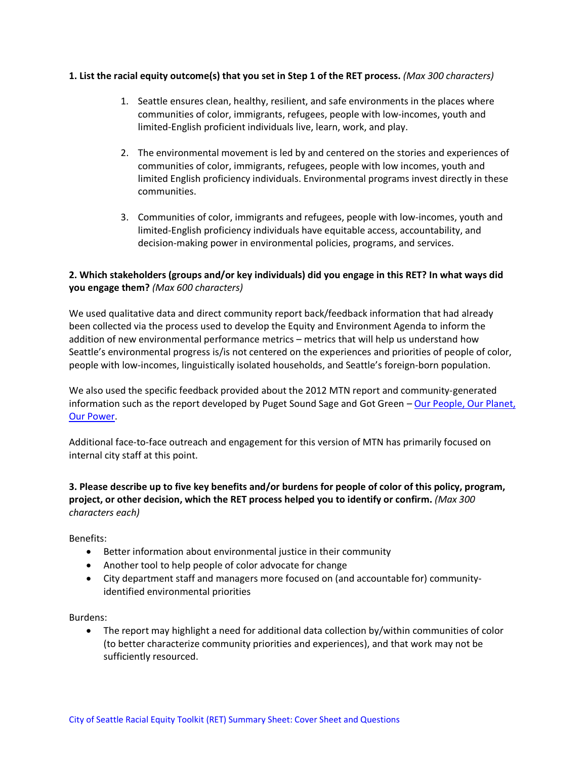**1. List the racial equity outcome(s) that you set in Step 1 of the RET process.** *(Max 300 characters)*

1. Seattle ensures clean, healthy, resilient, and safe environments in the places where communities of color, immigrants, refugees, people with low-incomes, youth and limited-English proficient individuals live, learn, work, and play.

2. The environmental movement is led by and centered on the stories and experiences of communities of color, immigrants, refugees, people with low incomes, youth and limited English proficiency individuals. Environmental programs invest directly in these communities.

3. Communities of color, immigrants and refugees, people with low-incomes, youth and limited-English proficiency individuals have equitable access, accountability, and decision-making power in environmental policies, programs, and services.

**2. Which stakeholders (groups and/or key individuals) did you engage in this RET? In what ways did you engage them?** *(Max 600 characters)*

We used qualitative data and direct community report back/feedback information that had already been collected via the process used to develop the Equity and Environment Agenda to inform the addition of new environmental performance metrics – metrics that will help us understand how Seattle's environmental progress is/is not centered on the experiences and priorities of people of color, people with low-incomes, linguistically isolated households, and Seattle's foreign-born population.

We also used the specific feedback provided about the 2012 MTN report and community-generated information such as the report developed by Puget Sound Sage and Got Green – Our People, Our Planet, Our Power.

Additional face-to-face outreach and engagement for this version of MTN has primarily focused on internal city staff at this point.

**3. Please describe up to five key benefits and/or burdens for people of color of this policy, program, project, or other decision, which the RET process helped you to identify or confirm.** *(Max 300 characters each)*

Benefits:

- Better information about environmental justice in their community
- Another tool to help people of color advocate for change
- City department staff and managers more focused on (and accountable for) community-identified environmental priorities

Burdens:

- The report may highlight a need for additional data collection by/within communities of color (to better characterize community priorities and experiences), and that work may not be sufficiently resourced.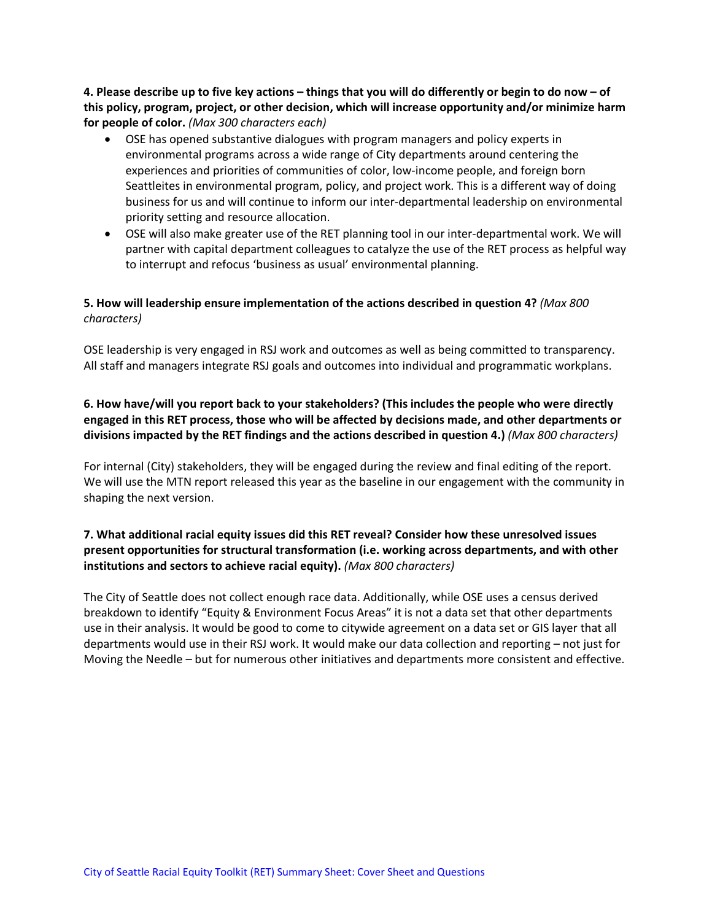**4. Please describe up to five key actions – things that you will do differently or begin to do now – of this policy, program, project, or other decision, which will increase opportunity and/or minimize harm for people of color.** *(Max 300 characters each)*

- OSE has opened substantive dialogues with program managers and policy experts in environmental programs across a wide range of City departments around centering the experiences and priorities of communities of color, low-income people, and foreign born Seattleites in environmental program, policy, and project work. This is a different way of doing business for us and will continue to inform our inter-departmental leadership on environmental priority setting and resource allocation.
- OSE will also make greater use of the RET planning tool in our inter-departmental work. We will partner with capital department colleagues to catalyze the use of the RET process as helpful way to interrupt and refocus 'business as usual' environmental planning.

**5. How will leadership ensure implementation of the actions described in question 4?** *(Max 800 characters)*

OSE leadership is very engaged in RSJ work and outcomes as well as being committed to transparency. All staff and managers integrate RSJ goals and outcomes into individual and programmatic workplans.

**6. How have/will you report back to your stakeholders? (This includes the people who were directly engaged in this RET process, those who will be affected by decisions made, and other departments or divisions impacted by the RET findings and the actions described in question 4.)** *(Max 800 characters)*

For internal (City) stakeholders, they will be engaged during the review and final editing of the report. We will use the MTN report released this year as the baseline in our engagement with the community in shaping the next version.

**7. What additional racial equity issues did this RET reveal? Consider how these unresolved issues present opportunities for structural transformation (i.e. working across departments, and with other institutions and sectors to achieve racial equity).** *(Max 800 characters)*

The City of Seattle does not collect enough race data. Additionally, while OSE uses a census derived breakdown to identify "Equity & Environment Focus Areas" it is not a data set that other departments use in their analysis. It would be good to come to citywide agreement on a data set or GIS layer that all departments would use in their RSJ work. It would make our data collection and reporting – not just for Moving the Needle – but for numerous other initiatives and departments more consistent and effective.